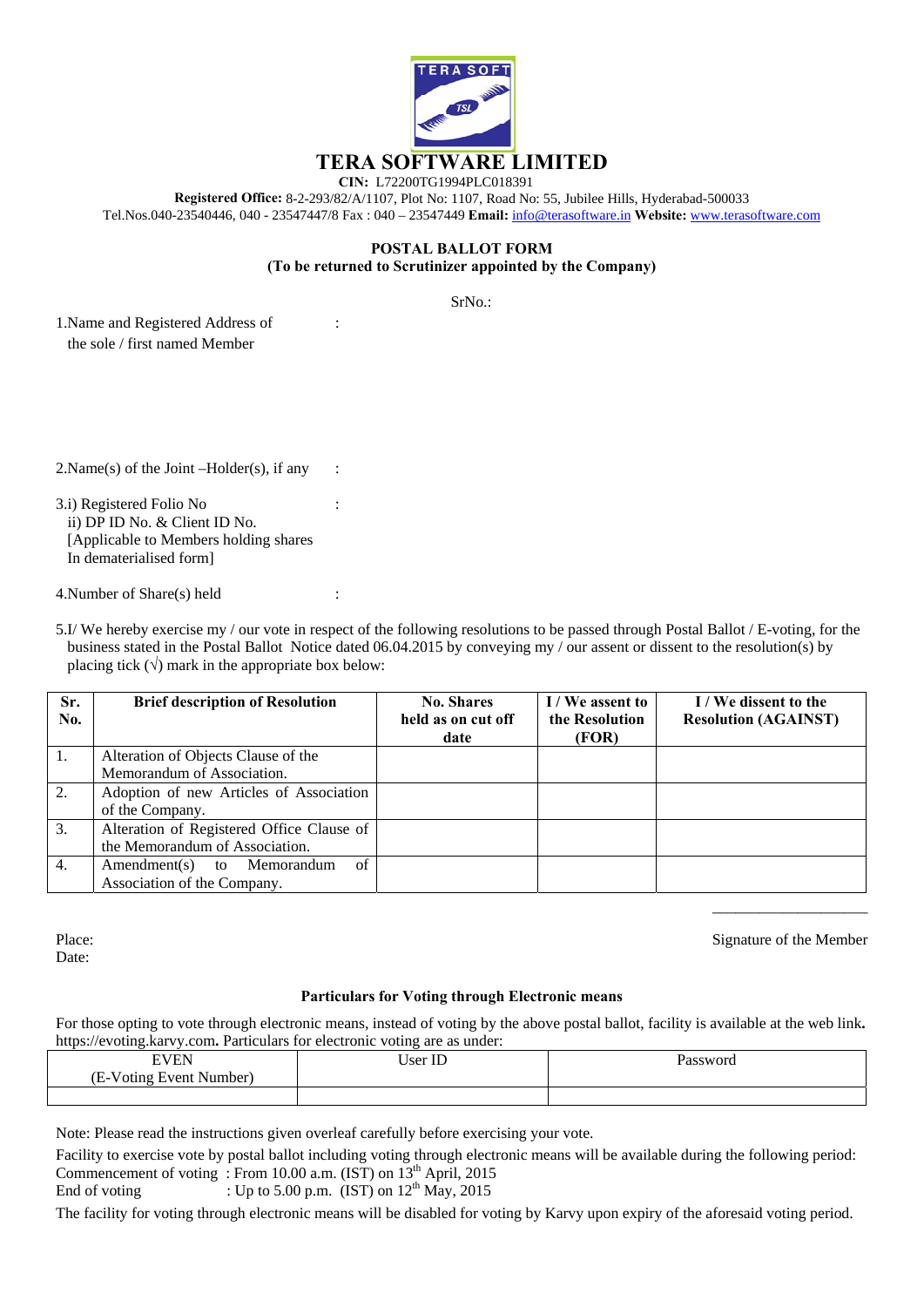# TERA SOFTWARE LIMITED

**CIN:** L72200TG1994PLC018391

**Registered Office:** 8-2-293/82/A/1107, Plot No: 1107, Road No: 55, Jubilee Hills, Hyderabad-500033

Tel.Nos.040-23540446, 040 - 23547447/8 Fax : 040 – 23547449 **Email:** info@terasoftware.in **Website:** www.terasoftware.com

## POSTAL BALLOT FORM

**(To be returned to Scrutinizer appointed by the Company)**

SrNo.:

1.Name and Registered Address of the sole / first named Member :

2.Name(s) of the Joint –Holder(s), if any :

3.i) Registered Folio No :
ii) DP ID No. & Client ID No.
[Applicable to Members holding shares In dematerialised form]

4.Number of Share(s) held :

5.I/ We hereby exercise my / our vote in respect of the following resolutions to be passed through Postal Ballot / E-voting, for the business stated in the Postal Ballot Notice dated 06.04.2015 by conveying my / our assent or dissent to the resolution(s) by placing tick (√) mark in the appropriate box below:

| Sr. No. | Brief description of Resolution | No. Shares held as on cut off date | I / We assent to the Resolution (FOR) | I / We dissent to the Resolution (AGAINST) |
|---|---|---|---|---|
| 1. | Alteration of Objects Clause of the Memorandum of Association. | | | |
| 2. | Adoption of new Articles of Association of the Company. | | | |
| 3. | Alteration of Registered Office Clause of the Memorandum of Association. | | | |
| 4. | Amendment(s) to Memorandum of Association of the Company. | | | |

Place:
Date:

Signature of the Member

### Particulars for Voting through Electronic means

For those opting to vote through electronic means, instead of voting by the above postal ballot, facility is available at the web link**.** https://evoting.karvy.com**.** Particulars for electronic voting are as under:

| EVEN (E-Voting Event Number) | User ID | Password |
|---|---|---|
| | | |

Note: Please read the instructions given overleaf carefully before exercising your vote.

Facility to exercise vote by postal ballot including voting through electronic means will be available during the following period:

Commencement of voting : From 10.00 a.m. (IST) on 13th April, 2015
End of voting : Up to 5.00 p.m. (IST) on 12th May, 2015

The facility for voting through electronic means will be disabled for voting by Karvy upon expiry of the aforesaid voting period.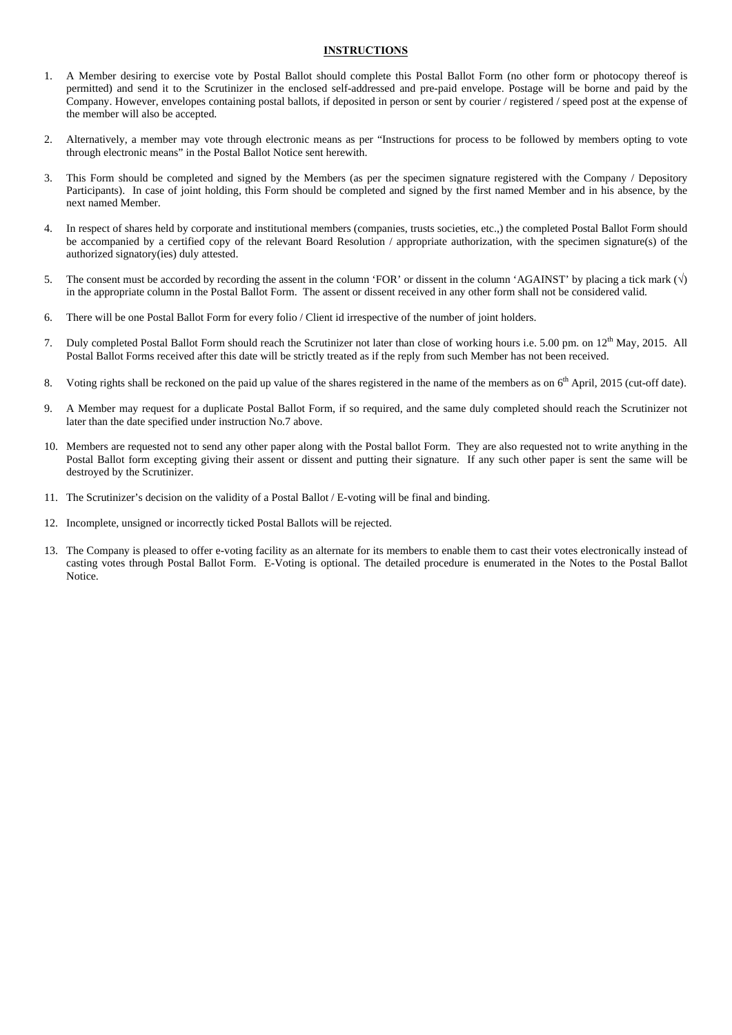## INSTRUCTIONS

1. A Member desiring to exercise vote by Postal Ballot should complete this Postal Ballot Form (no other form or photocopy thereof is permitted) and send it to the Scrutinizer in the enclosed self-addressed and pre-paid envelope. Postage will be borne and paid by the Company. However, envelopes containing postal ballots, if deposited in person or sent by courier / registered / speed post at the expense of the member will also be accepted.

2. Alternatively, a member may vote through electronic means as per "Instructions for process to be followed by members opting to vote through electronic means" in the Postal Ballot Notice sent herewith.

3. This Form should be completed and signed by the Members (as per the specimen signature registered with the Company / Depository Participants). In case of joint holding, this Form should be completed and signed by the first named Member and in his absence, by the next named Member.

4. In respect of shares held by corporate and institutional members (companies, trusts societies, etc.,) the completed Postal Ballot Form should be accompanied by a certified copy of the relevant Board Resolution / appropriate authorization, with the specimen signature(s) of the authorized signatory(ies) duly attested.

5. The consent must be accorded by recording the assent in the column 'FOR' or dissent in the column 'AGAINST' by placing a tick mark (√) in the appropriate column in the Postal Ballot Form. The assent or dissent received in any other form shall not be considered valid.

6. There will be one Postal Ballot Form for every folio / Client id irrespective of the number of joint holders.

7. Duly completed Postal Ballot Form should reach the Scrutinizer not later than close of working hours i.e. 5.00 pm. on 12th May, 2015. All Postal Ballot Forms received after this date will be strictly treated as if the reply from such Member has not been received.

8. Voting rights shall be reckoned on the paid up value of the shares registered in the name of the members as on 6th April, 2015 (cut-off date).

9. A Member may request for a duplicate Postal Ballot Form, if so required, and the same duly completed should reach the Scrutinizer not later than the date specified under instruction No.7 above.

10. Members are requested not to send any other paper along with the Postal ballot Form. They are also requested not to write anything in the Postal Ballot form excepting giving their assent or dissent and putting their signature. If any such other paper is sent the same will be destroyed by the Scrutinizer.

11. The Scrutinizer's decision on the validity of a Postal Ballot / E-voting will be final and binding.

12. Incomplete, unsigned or incorrectly ticked Postal Ballots will be rejected.

13. The Company is pleased to offer e-voting facility as an alternate for its members to enable them to cast their votes electronically instead of casting votes through Postal Ballot Form. E-Voting is optional. The detailed procedure is enumerated in the Notes to the Postal Ballot Notice.